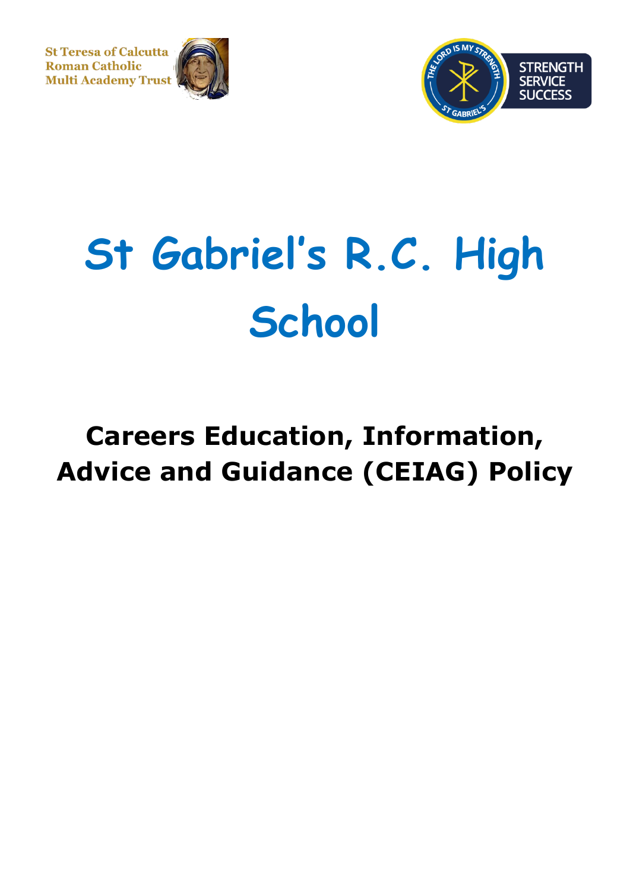St Teresa of Calcutta Roman Catholic Multi Academy Trust

STRENGTH SERVICE SUCCESS

# St Gabriel's R.C. High School

## Careers Education, Information, Advice and Guidance (CEIAG) Policy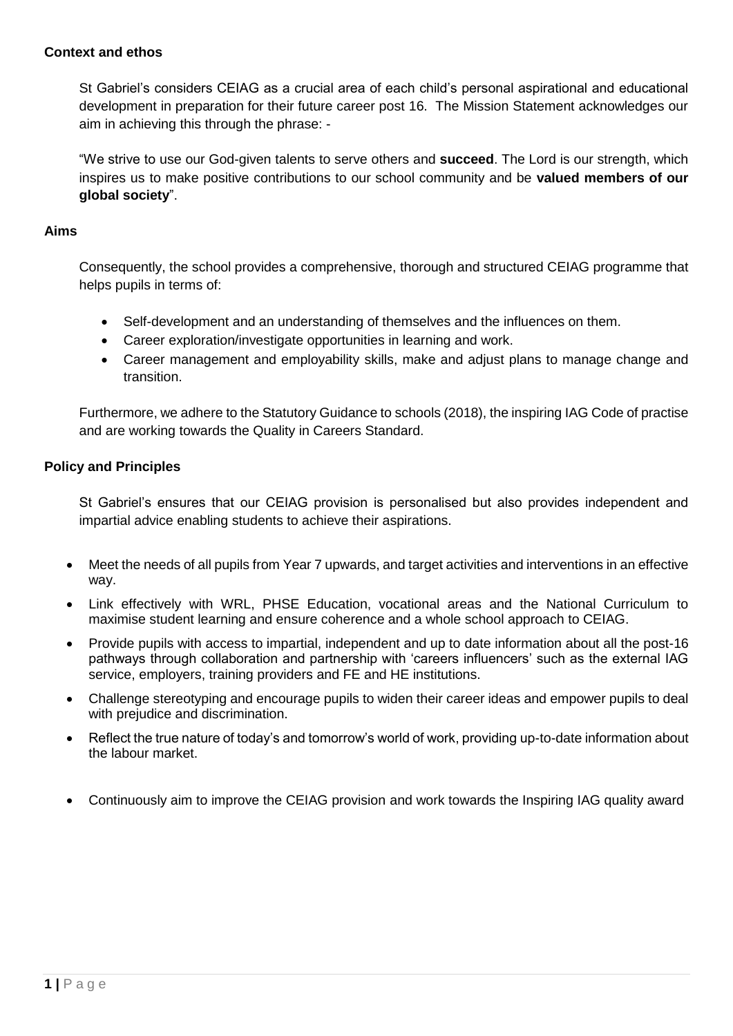### Context and ethos

St Gabriel's considers CEIAG as a crucial area of each child's personal aspirational and educational development in preparation for their future career post 16. The Mission Statement acknowledges our aim in achieving this through the phrase: -

"We strive to use our God-given talents to serve others and **succeed**. The Lord is our strength, which inspires us to make positive contributions to our school community and be **valued members of our global society**".

### Aims

Consequently, the school provides a comprehensive, thorough and structured CEIAG programme that helps pupils in terms of:

- Self-development and an understanding of themselves and the influences on them.
- Career exploration/investigate opportunities in learning and work.
- Career management and employability skills, make and adjust plans to manage change and transition.

Furthermore, we adhere to the Statutory Guidance to schools (2018), the inspiring IAG Code of practise and are working towards the Quality in Careers Standard.

### Policy and Principles

St Gabriel's ensures that our CEIAG provision is personalised but also provides independent and impartial advice enabling students to achieve their aspirations.

- Meet the needs of all pupils from Year 7 upwards, and target activities and interventions in an effective way.
- Link effectively with WRL, PHSE Education, vocational areas and the National Curriculum to maximise student learning and ensure coherence and a whole school approach to CEIAG.
- Provide pupils with access to impartial, independent and up to date information about all the post-16 pathways through collaboration and partnership with 'careers influencers' such as the external IAG service, employers, training providers and FE and HE institutions.
- Challenge stereotyping and encourage pupils to widen their career ideas and empower pupils to deal with prejudice and discrimination.
- Reflect the true nature of today's and tomorrow's world of work, providing up-to-date information about the labour market.
- Continuously aim to improve the CEIAG provision and work towards the Inspiring IAG quality award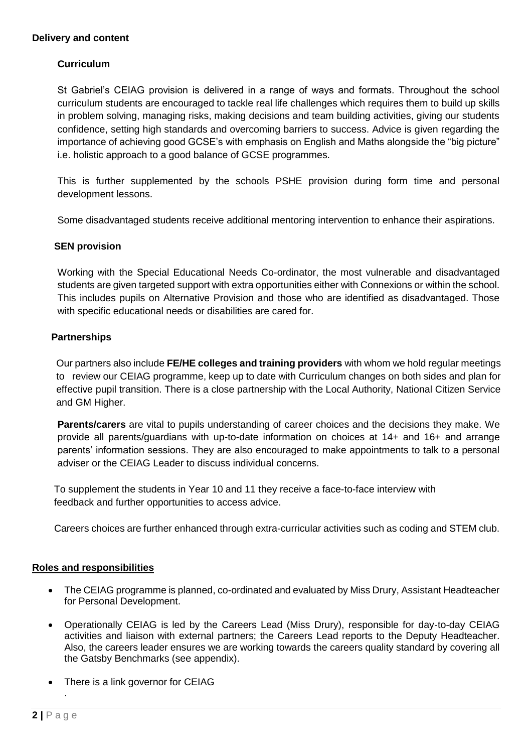**Delivery and content**

**Curriculum**

St Gabriel's CEIAG provision is delivered in a range of ways and formats. Throughout the school curriculum students are encouraged to tackle real life challenges which requires them to build up skills in problem solving, managing risks, making decisions and team building activities, giving our students confidence, setting high standards and overcoming barriers to success. Advice is given regarding the importance of achieving good GCSE's with emphasis on English and Maths alongside the "big picture" i.e. holistic approach to a good balance of GCSE programmes.

This is further supplemented by the schools PSHE provision during form time and personal development lessons.

Some disadvantaged students receive additional mentoring intervention to enhance their aspirations.

**SEN provision**

Working with the Special Educational Needs Co-ordinator, the most vulnerable and disadvantaged students are given targeted support with extra opportunities either with Connexions or within the school. This includes pupils on Alternative Provision and those who are identified as disadvantaged. Those with specific educational needs or disabilities are cared for.

**Partnerships**

Our partners also include **FE/HE colleges and training providers** with whom we hold regular meetings to review our CEIAG programme, keep up to date with Curriculum changes on both sides and plan for effective pupil transition. There is a close partnership with the Local Authority, National Citizen Service and GM Higher.

**Parents/carers** are vital to pupils understanding of career choices and the decisions they make. We provide all parents/guardians with up-to-date information on choices at 14+ and 16+ and arrange parents' information sessions. They are also encouraged to make appointments to talk to a personal adviser or the CEIAG Leader to discuss individual concerns.

To supplement the students in Year 10 and 11 they receive a face-to-face interview with feedback and further opportunities to access advice.

Careers choices are further enhanced through extra-curricular activities such as coding and STEM club.

**Roles and responsibilities**

- The CEIAG programme is planned, co-ordinated and evaluated by Miss Drury, Assistant Headteacher for Personal Development.
- Operationally CEIAG is led by the Careers Lead (Miss Drury), responsible for day-to-day CEIAG activities and liaison with external partners; the Careers Lead reports to the Deputy Headteacher. Also, the careers leader ensures we are working towards the careers quality standard by covering all the Gatsby Benchmarks (see appendix).
- There is a link governor for CEIAG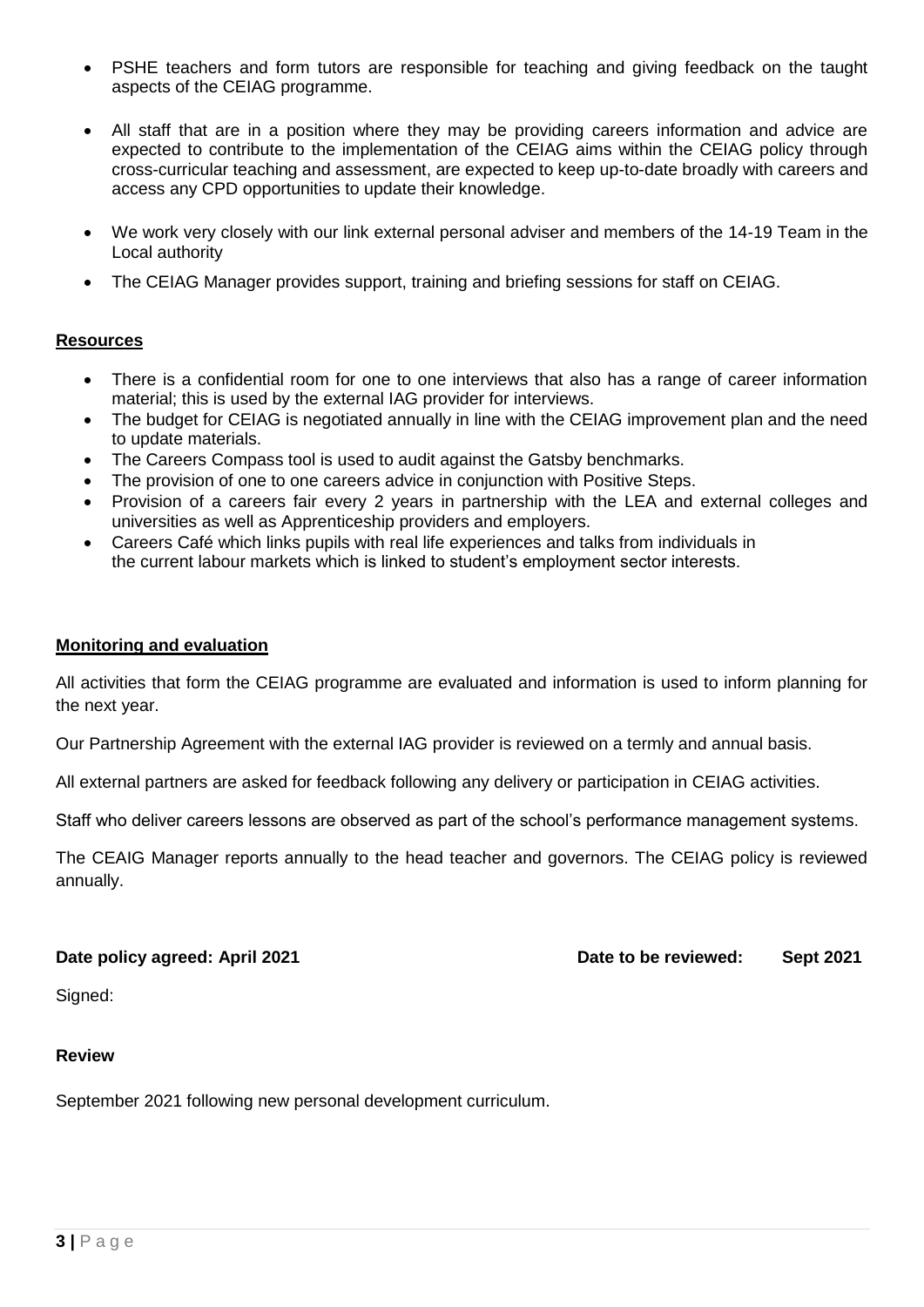- PSHE teachers and form tutors are responsible for teaching and giving feedback on the taught aspects of the CEIAG programme.

- All staff that are in a position where they may be providing careers information and advice are expected to contribute to the implementation of the CEIAG aims within the CEIAG policy through cross-curricular teaching and assessment, are expected to keep up-to-date broadly with careers and access any CPD opportunities to update their knowledge.

- We work very closely with our link external personal adviser and members of the 14-19 Team in the Local authority

- The CEIAG Manager provides support, training and briefing sessions for staff on CEIAG.

## Resources

- There is a confidential room for one to one interviews that also has a range of career information material; this is used by the external IAG provider for interviews.
- The budget for CEIAG is negotiated annually in line with the CEIAG improvement plan and the need to update materials.
- The Careers Compass tool is used to audit against the Gatsby benchmarks.
- The provision of one to one careers advice in conjunction with Positive Steps.
- Provision of a careers fair every 2 years in partnership with the LEA and external colleges and universities as well as Apprenticeship providers and employers.
- Careers Café which links pupils with real life experiences and talks from individuals in the current labour markets which is linked to student's employment sector interests.

## Monitoring and evaluation

All activities that form the CEIAG programme are evaluated and information is used to inform planning for the next year.

Our Partnership Agreement with the external IAG provider is reviewed on a termly and annual basis.

All external partners are asked for feedback following any delivery or participation in CEIAG activities.

Staff who deliver careers lessons are observed as part of the school's performance management systems.

The CEAIG Manager reports annually to the head teacher and governors. The CEIAG policy is reviewed annually.

**Date policy agreed: April 2021** **Date to be reviewed: Sept 2021**

Signed:

**Review**

September 2021 following new personal development curriculum.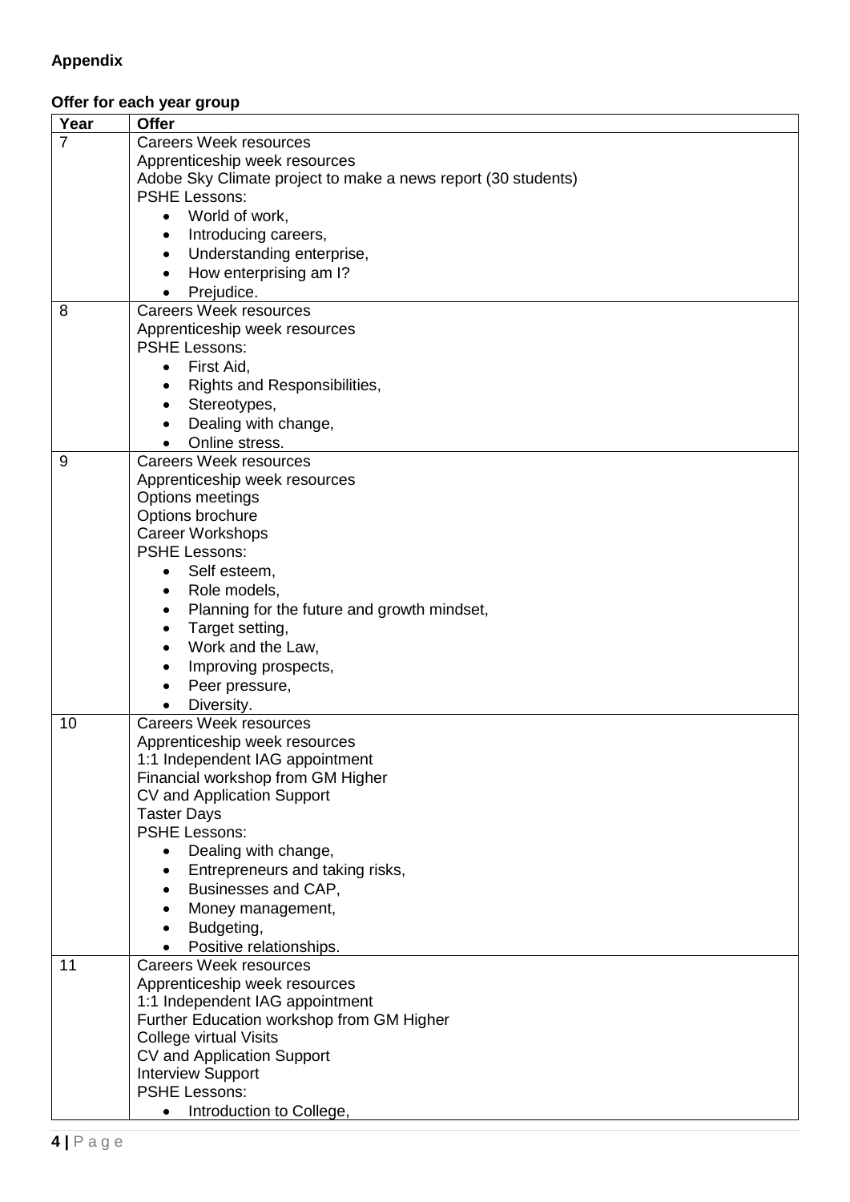**Appendix**

**Offer for each year group**

| Year | Offer |
|---|---|
| 7 | Careers Week resources<br>Apprenticeship week resources<br>Adobe Sky Climate project to make a news report (30 students)<br>PSHE Lessons:<br>• World of work,<br>• Introducing careers,<br>• Understanding enterprise,<br>• How enterprising am I?<br>• Prejudice. |
| 8 | Careers Week resources<br>Apprenticeship week resources<br>PSHE Lessons:<br>• First Aid,<br>• Rights and Responsibilities,<br>• Stereotypes,<br>• Dealing with change,<br>• Online stress. |
| 9 | Careers Week resources<br>Apprenticeship week resources<br>Options meetings<br>Options brochure<br>Career Workshops<br>PSHE Lessons:<br>• Self esteem,<br>• Role models,<br>• Planning for the future and growth mindset,<br>• Target setting,<br>• Work and the Law,<br>• Improving prospects,<br>• Peer pressure,<br>• Diversity. |
| 10 | Careers Week resources<br>Apprenticeship week resources<br>1:1 Independent IAG appointment<br>Financial workshop from GM Higher<br>CV and Application Support<br>Taster Days<br>PSHE Lessons:<br>• Dealing with change,<br>• Entrepreneurs and taking risks,<br>• Businesses and CAP,<br>• Money management,<br>• Budgeting,<br>• Positive relationships. |
| 11 | Careers Week resources<br>Apprenticeship week resources<br>1:1 Independent IAG appointment<br>Further Education workshop from GM Higher<br>College virtual Visits<br>CV and Application Support<br>Interview Support<br>PSHE Lessons:<br>• Introduction to College, |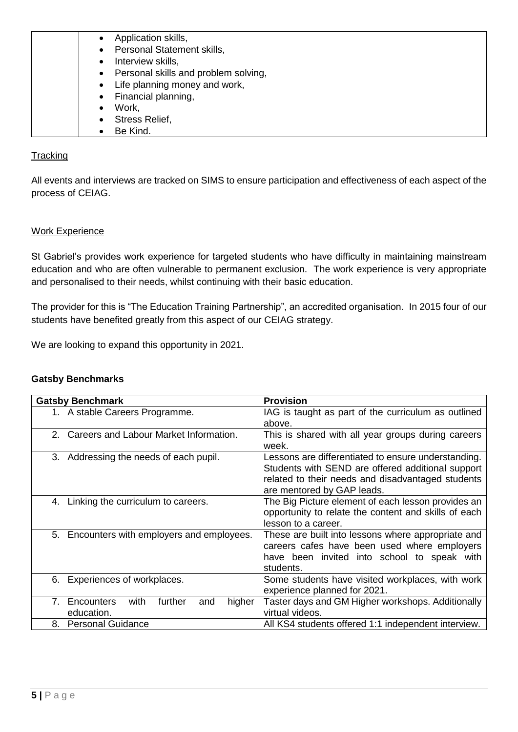| | |
|---|---|
| | • Application skills,<br>• Personal Statement skills,<br>• Interview skills,<br>• Personal skills and problem solving,<br>• Life planning money and work,<br>• Financial planning,<br>• Work,<br>• Stress Relief,<br>• Be Kind. |

Tracking

All events and interviews are tracked on SIMS to ensure participation and effectiveness of each aspect of the process of CEIAG.

Work Experience

St Gabriel's provides work experience for targeted students who have difficulty in maintaining mainstream education and who are often vulnerable to permanent exclusion. The work experience is very appropriate and personalised to their needs, whilst continuing with their basic education.

The provider for this is "The Education Training Partnership", an accredited organisation. In 2015 four of our students have benefited greatly from this aspect of our CEIAG strategy.

We are looking to expand this opportunity in 2021.

**Gatsby Benchmarks**

| Gatsby Benchmark | Provision |
|---|---|
| 1. A stable Careers Programme. | IAG is taught as part of the curriculum as outlined above. |
| 2. Careers and Labour Market Information. | This is shared with all year groups during careers week. |
| 3. Addressing the needs of each pupil. | Lessons are differentiated to ensure understanding. Students with SEND are offered additional support related to their needs and disadvantaged students are mentored by GAP leads. |
| 4. Linking the curriculum to careers. | The Big Picture element of each lesson provides an opportunity to relate the content and skills of each lesson to a career. |
| 5. Encounters with employers and employees. | These are built into lessons where appropriate and careers cafes have been used where employers have been invited into school to speak with students. |
| 6. Experiences of workplaces. | Some students have visited workplaces, with work experience planned for 2021. |
| 7. Encounters with further and higher education. | Taster days and GM Higher workshops. Additionally virtual videos. |
| 8. Personal Guidance | All KS4 students offered 1:1 independent interview. |